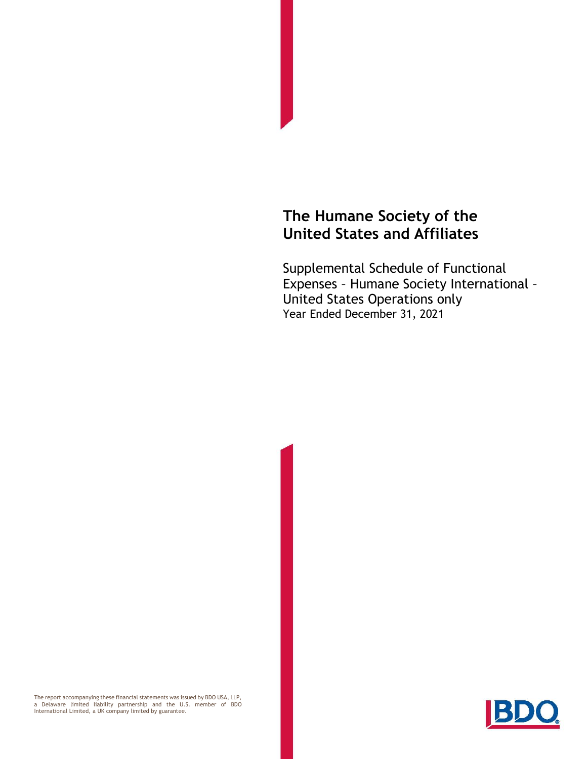# The Humane Society of the United States and Affiliates

Supplemental Schedule of Functional Expenses – Humane Society International – United States Operations only
Year Ended December 31, 2021

The report accompanying these financial statements was issued by BDO USA, LLP, a Delaware limited liability partnership and the U.S. member of BDO International Limited, a UK company limited by guarantee.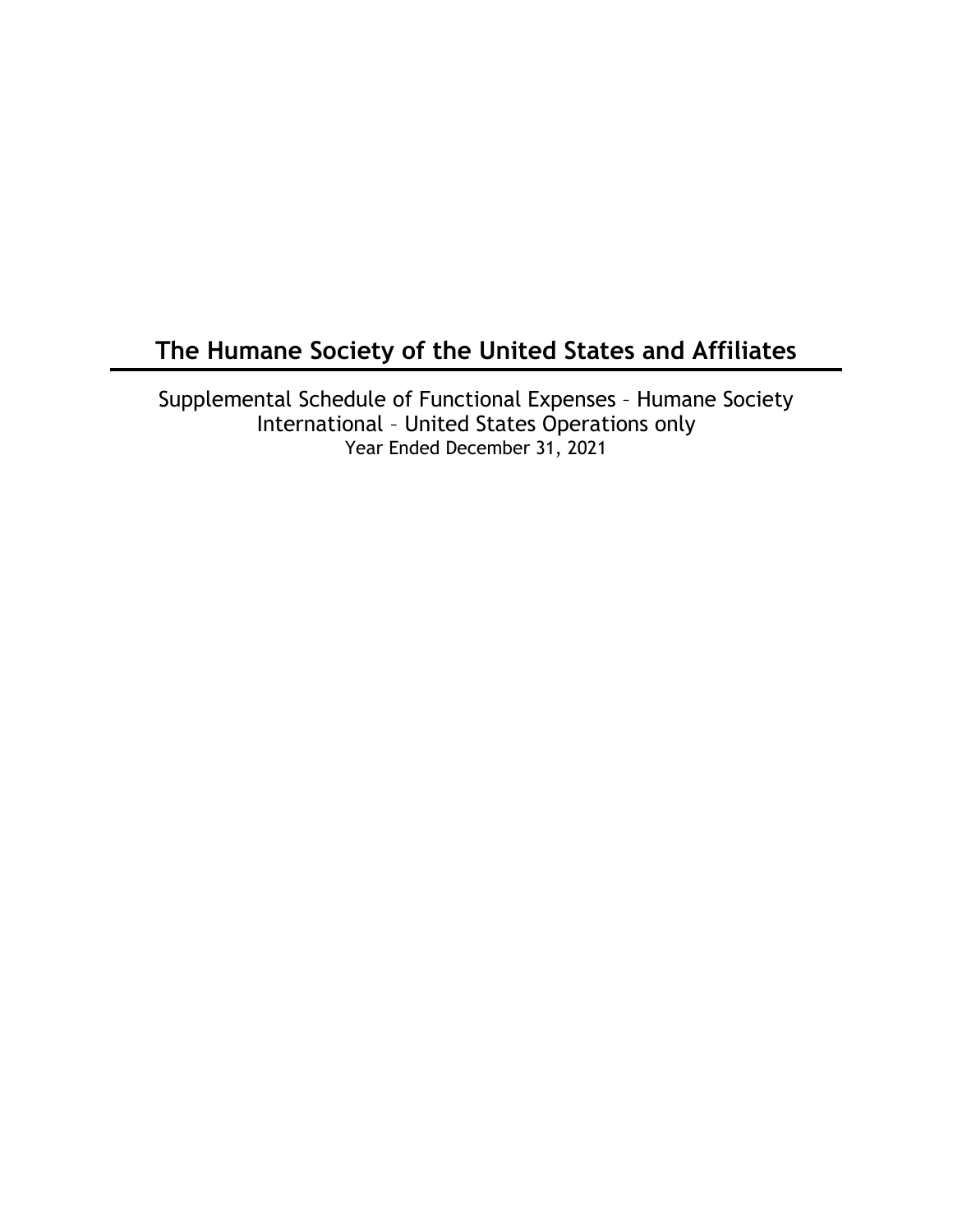# The Humane Society of the United States and Affiliates

Supplemental Schedule of Functional Expenses – Humane Society International – United States Operations only

Year Ended December 31, 2021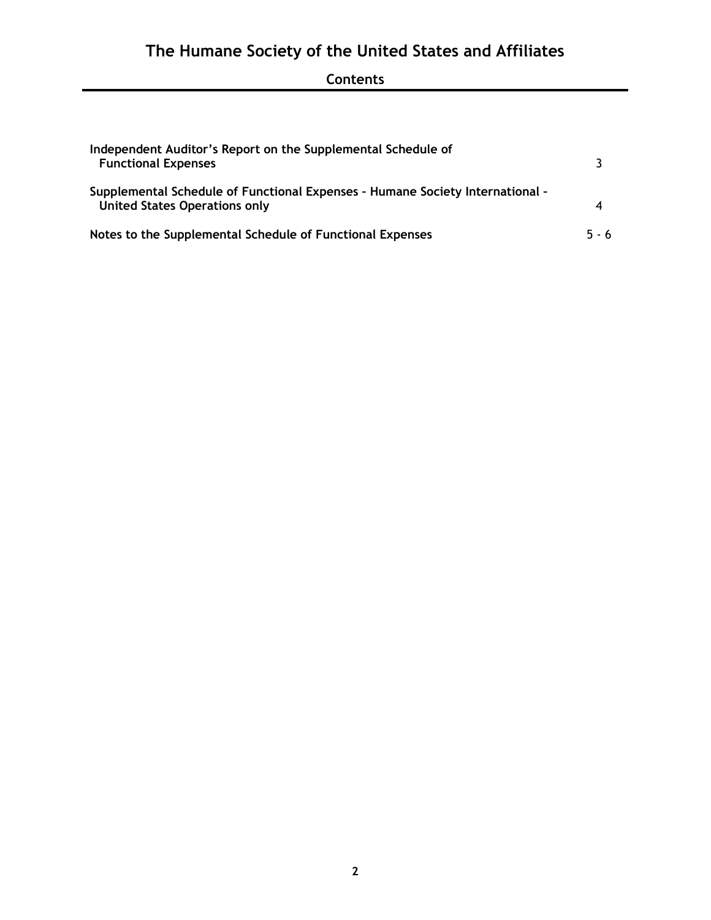# The Humane Society of the United States and Affiliates

## Contents

| | |
|---|---|
| **Independent Auditor's Report on the Supplemental Schedule of Functional Expenses** | 3 |
| **Supplemental Schedule of Functional Expenses – Humane Society International – United States Operations only** | 4 |
| **Notes to the Supplemental Schedule of Functional Expenses** | 5 - 6 |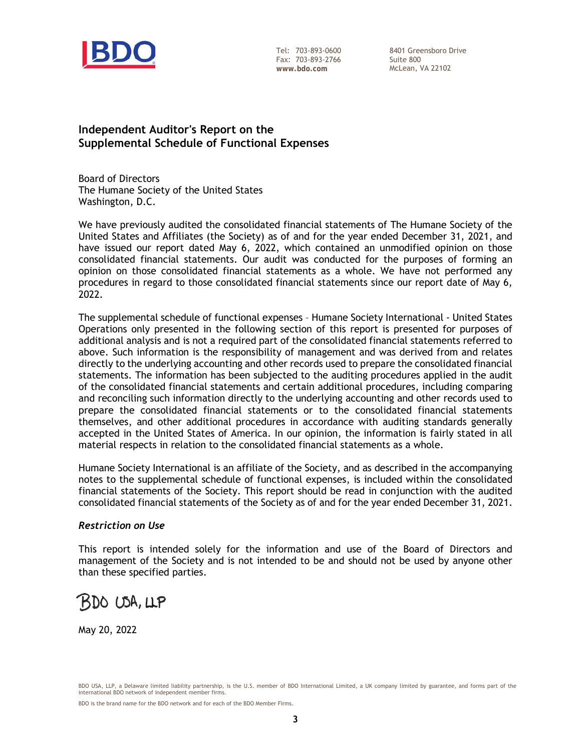Tel: 703-893-0600
Fax: 703-893-2766
**www.bdo.com**

8401 Greensboro Drive
Suite 800
McLean, VA 22102

## Independent Auditor's Report on the Supplemental Schedule of Functional Expenses

Board of Directors
The Humane Society of the United States
Washington, D.C.

We have previously audited the consolidated financial statements of The Humane Society of the United States and Affiliates (the Society) as of and for the year ended December 31, 2021, and have issued our report dated May 6, 2022, which contained an unmodified opinion on those consolidated financial statements. Our audit was conducted for the purposes of forming an opinion on those consolidated financial statements as a whole. We have not performed any procedures in regard to those consolidated financial statements since our report date of May 6, 2022.

The supplemental schedule of functional expenses – Humane Society International - United States Operations only presented in the following section of this report is presented for purposes of additional analysis and is not a required part of the consolidated financial statements referred to above. Such information is the responsibility of management and was derived from and relates directly to the underlying accounting and other records used to prepare the consolidated financial statements. The information has been subjected to the auditing procedures applied in the audit of the consolidated financial statements and certain additional procedures, including comparing and reconciling such information directly to the underlying accounting and other records used to prepare the consolidated financial statements or to the consolidated financial statements themselves, and other additional procedures in accordance with auditing standards generally accepted in the United States of America. In our opinion, the information is fairly stated in all material respects in relation to the consolidated financial statements as a whole.

Humane Society International is an affiliate of the Society, and as described in the accompanying notes to the supplemental schedule of functional expenses, is included within the consolidated financial statements of the Society. This report should be read in conjunction with the audited consolidated financial statements of the Society as of and for the year ended December 31, 2021.

***Restriction on Use***

This report is intended solely for the information and use of the Board of Directors and management of the Society and is not intended to be and should not be used by anyone other than these specified parties.

BDO USA, LLP

May 20, 2022

BDO USA, LLP, a Delaware limited liability partnership, is the U.S. member of BDO International Limited, a UK company limited by guarantee, and forms part of the international BDO network of independent member firms.

BDO is the brand name for the BDO network and for each of the BDO Member Firms.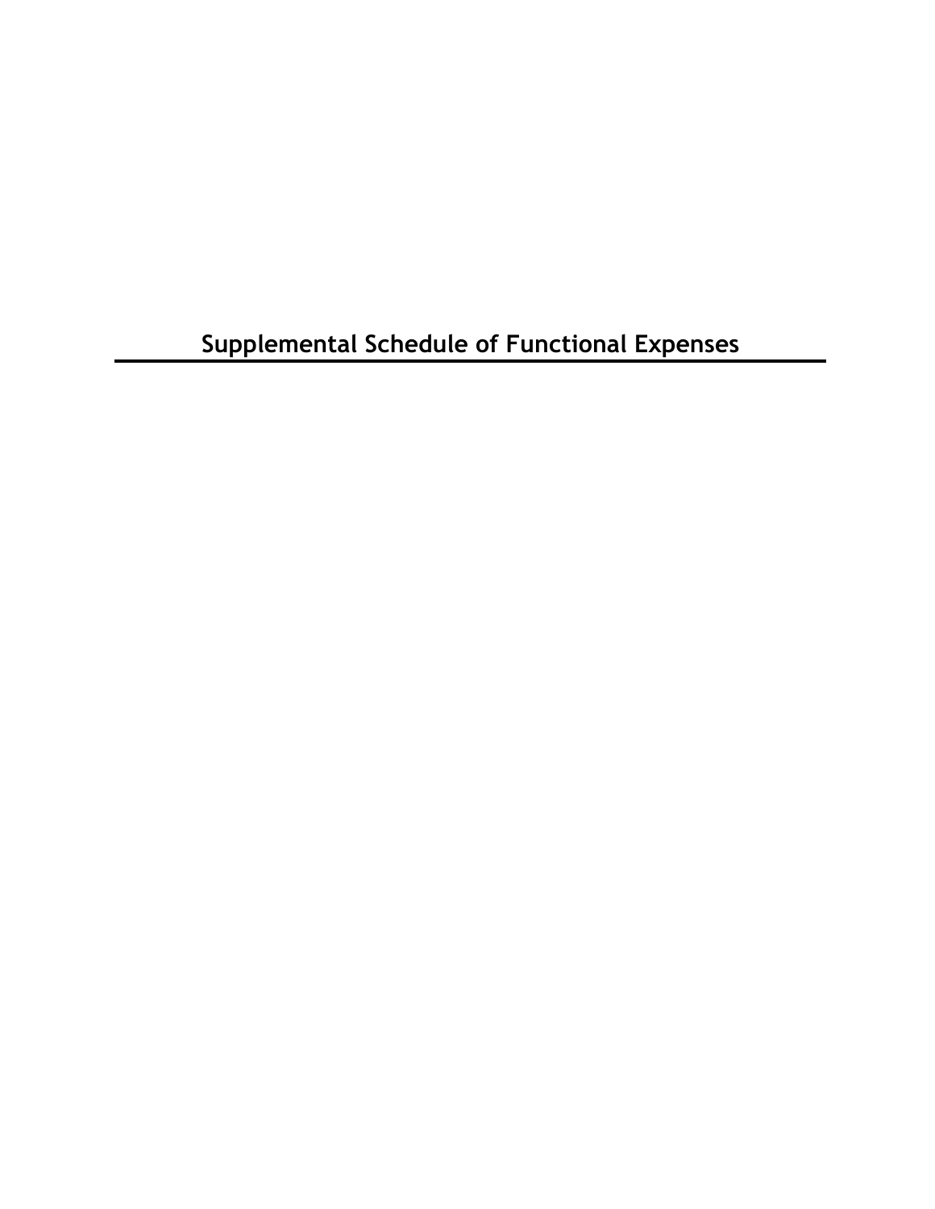# Supplemental Schedule of Functional Expenses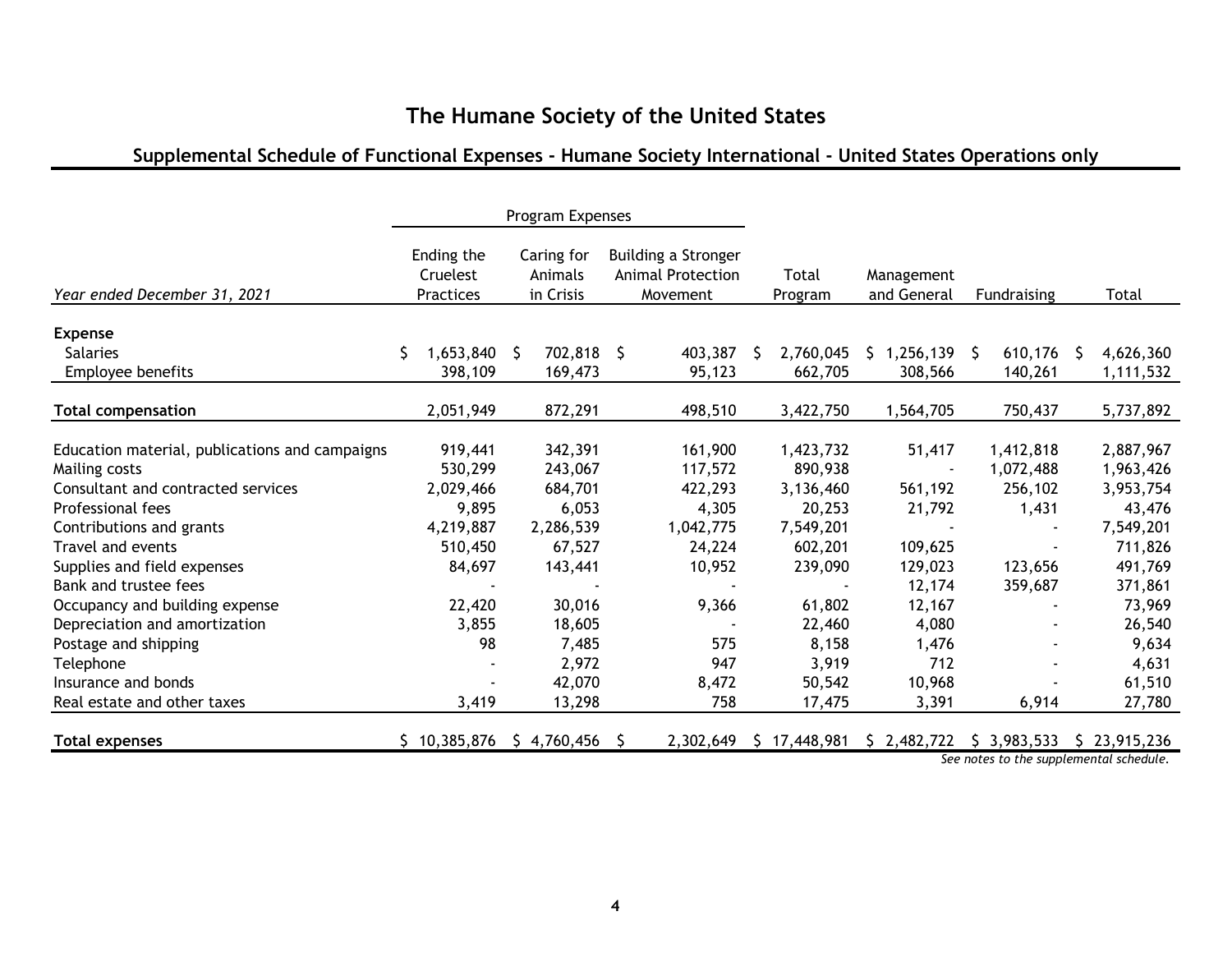# The Humane Society of the United States

## Supplemental Schedule of Functional Expenses - Humane Society International - United States Operations only

| | Program Expenses | | | | | | |
|---|---|---|---|---|---|---|---|
| *Year ended December 31, 2021* | Ending the Cruelest Practices | Caring for Animals in Crisis | Building a Stronger Animal Protection Movement | Total Program | Management and General | Fundraising | Total |
| **Expense** | | | | | | | |
| Salaries | $ 1,653,840 | $ 702,818 | $ 403,387 | $ 2,760,045 | $ 1,256,139 | $ 610,176 | $ 4,626,360 |
| Employee benefits | 398,109 | 169,473 | 95,123 | 662,705 | 308,566 | 140,261 | 1,111,532 |
| **Total compensation** | 2,051,949 | 872,291 | 498,510 | 3,422,750 | 1,564,705 | 750,437 | 5,737,892 |
| Education material, publications and campaigns | 919,441 | 342,391 | 161,900 | 1,423,732 | 51,417 | 1,412,818 | 2,887,967 |
| Mailing costs | 530,299 | 243,067 | 117,572 | 890,938 | - | 1,072,488 | 1,963,426 |
| Consultant and contracted services | 2,029,466 | 684,701 | 422,293 | 3,136,460 | 561,192 | 256,102 | 3,953,754 |
| Professional fees | 9,895 | 6,053 | 4,305 | 20,253 | 21,792 | 1,431 | 43,476 |
| Contributions and grants | 4,219,887 | 2,286,539 | 1,042,775 | 7,549,201 | - | - | 7,549,201 |
| Travel and events | 510,450 | 67,527 | 24,224 | 602,201 | 109,625 | - | 711,826 |
| Supplies and field expenses | 84,697 | 143,441 | 10,952 | 239,090 | 129,023 | 123,656 | 491,769 |
| Bank and trustee fees | - | - | - | - | 12,174 | 359,687 | 371,861 |
| Occupancy and building expense | 22,420 | 30,016 | 9,366 | 61,802 | 12,167 | - | 73,969 |
| Depreciation and amortization | 3,855 | 18,605 | - | 22,460 | 4,080 | - | 26,540 |
| Postage and shipping | 98 | 7,485 | 575 | 8,158 | 1,476 | - | 9,634 |
| Telephone | - | 2,972 | 947 | 3,919 | 712 | - | 4,631 |
| Insurance and bonds | - | 42,070 | 8,472 | 50,542 | 10,968 | - | 61,510 |
| Real estate and other taxes | 3,419 | 13,298 | 758 | 17,475 | 3,391 | 6,914 | 27,780 |
| **Total expenses** | $ 10,385,876 | $ 4,760,456 | $ 2,302,649 | $ 17,448,981 | $ 2,482,722 | $ 3,983,533 | $ 23,915,236 |

*See notes to the supplemental schedule.*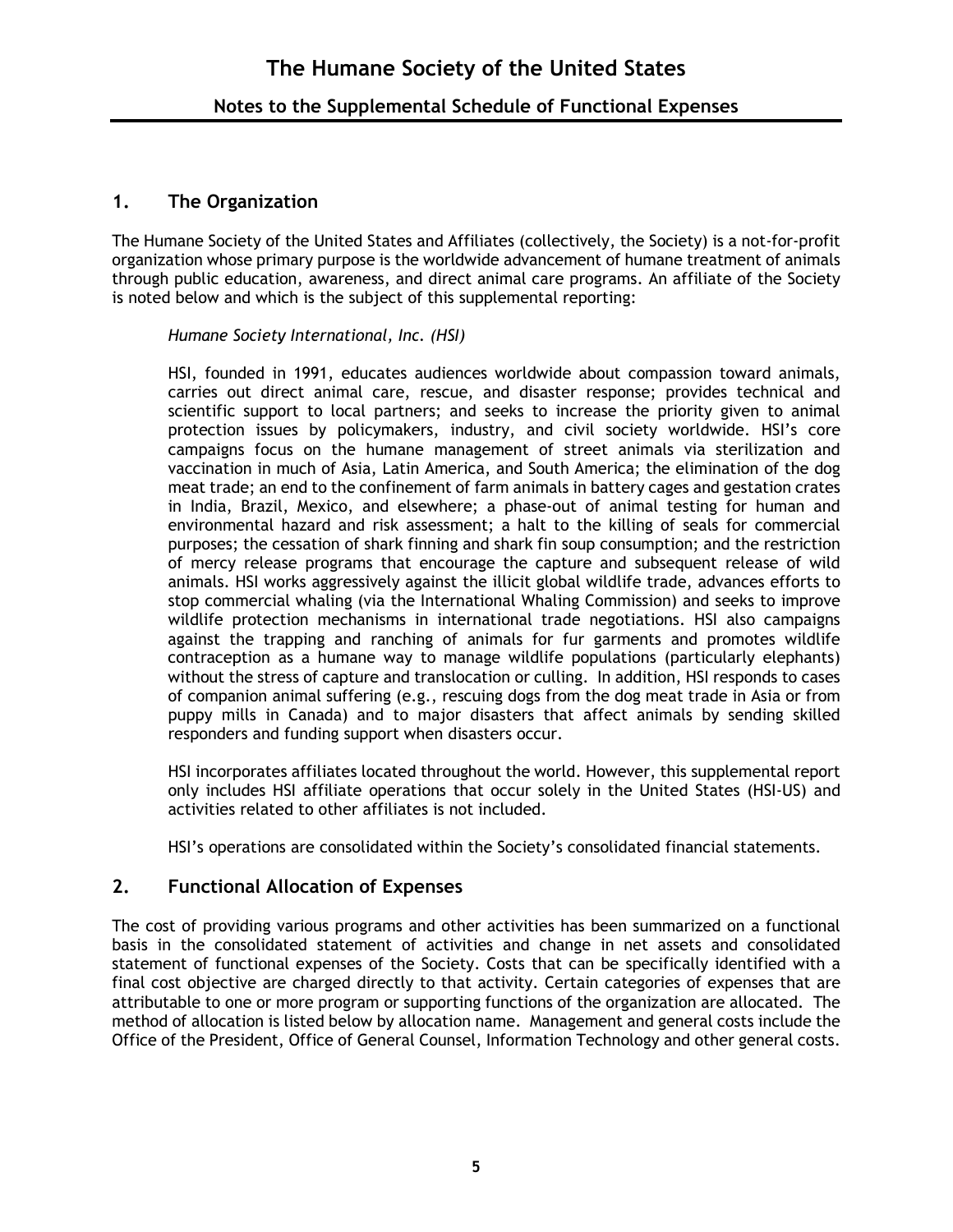# The Humane Society of the United States

## Notes to the Supplemental Schedule of Functional Expenses

## 1. The Organization

The Humane Society of the United States and Affiliates (collectively, the Society) is a not-for-profit organization whose primary purpose is the worldwide advancement of humane treatment of animals through public education, awareness, and direct animal care programs. An affiliate of the Society is noted below and which is the subject of this supplemental reporting:

*Humane Society International, Inc. (HSI)*

HSI, founded in 1991, educates audiences worldwide about compassion toward animals, carries out direct animal care, rescue, and disaster response; provides technical and scientific support to local partners; and seeks to increase the priority given to animal protection issues by policymakers, industry, and civil society worldwide. HSI's core campaigns focus on the humane management of street animals via sterilization and vaccination in much of Asia, Latin America, and South America; the elimination of the dog meat trade; an end to the confinement of farm animals in battery cages and gestation crates in India, Brazil, Mexico, and elsewhere; a phase-out of animal testing for human and environmental hazard and risk assessment; a halt to the killing of seals for commercial purposes; the cessation of shark finning and shark fin soup consumption; and the restriction of mercy release programs that encourage the capture and subsequent release of wild animals. HSI works aggressively against the illicit global wildlife trade, advances efforts to stop commercial whaling (via the International Whaling Commission) and seeks to improve wildlife protection mechanisms in international trade negotiations. HSI also campaigns against the trapping and ranching of animals for fur garments and promotes wildlife contraception as a humane way to manage wildlife populations (particularly elephants) without the stress of capture and translocation or culling. In addition, HSI responds to cases of companion animal suffering (e.g., rescuing dogs from the dog meat trade in Asia or from puppy mills in Canada) and to major disasters that affect animals by sending skilled responders and funding support when disasters occur.

HSI incorporates affiliates located throughout the world. However, this supplemental report only includes HSI affiliate operations that occur solely in the United States (HSI-US) and activities related to other affiliates is not included.

HSI's operations are consolidated within the Society's consolidated financial statements.

## 2. Functional Allocation of Expenses

The cost of providing various programs and other activities has been summarized on a functional basis in the consolidated statement of activities and change in net assets and consolidated statement of functional expenses of the Society. Costs that can be specifically identified with a final cost objective are charged directly to that activity. Certain categories of expenses that are attributable to one or more program or supporting functions of the organization are allocated. The method of allocation is listed below by allocation name. Management and general costs include the Office of the President, Office of General Counsel, Information Technology and other general costs.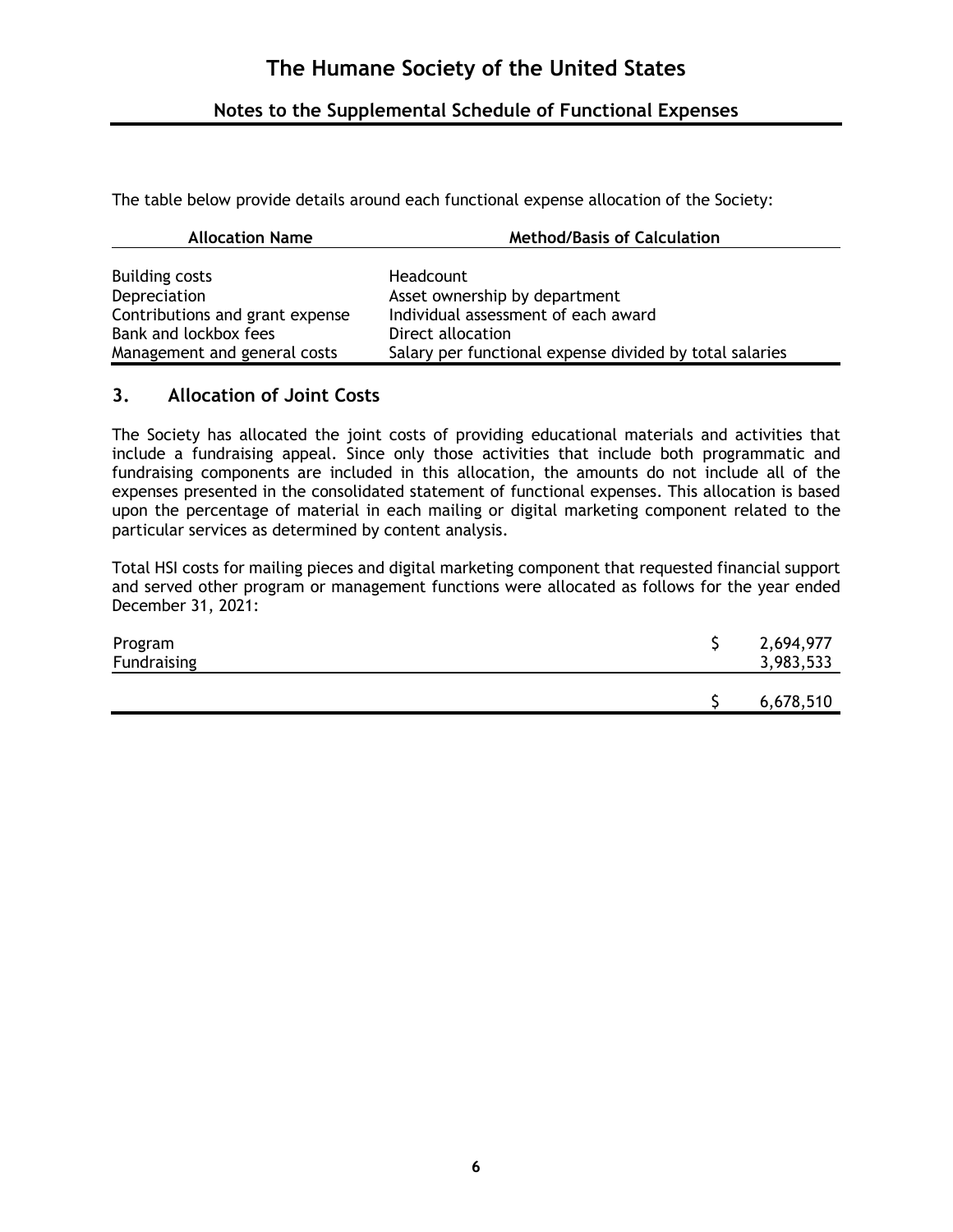The table below provide details around each functional expense allocation of the Society:

| Allocation Name | Method/Basis of Calculation |
|---|---|
| Building costs | Headcount |
| Depreciation | Asset ownership by department |
| Contributions and grant expense | Individual assessment of each award |
| Bank and lockbox fees | Direct allocation |
| Management and general costs | Salary per functional expense divided by total salaries |

## 3. Allocation of Joint Costs

The Society has allocated the joint costs of providing educational materials and activities that include a fundraising appeal. Since only those activities that include both programmatic and fundraising components are included in this allocation, the amounts do not include all of the expenses presented in the consolidated statement of functional expenses. This allocation is based upon the percentage of material in each mailing or digital marketing component related to the particular services as determined by content analysis.

Total HSI costs for mailing pieces and digital marketing component that requested financial support and served other program or management functions were allocated as follows for the year ended December 31, 2021:

| | |
|---|---|
| Program | $ 2,694,977 |
| Fundraising | 3,983,533 |
| | $ 6,678,510 |